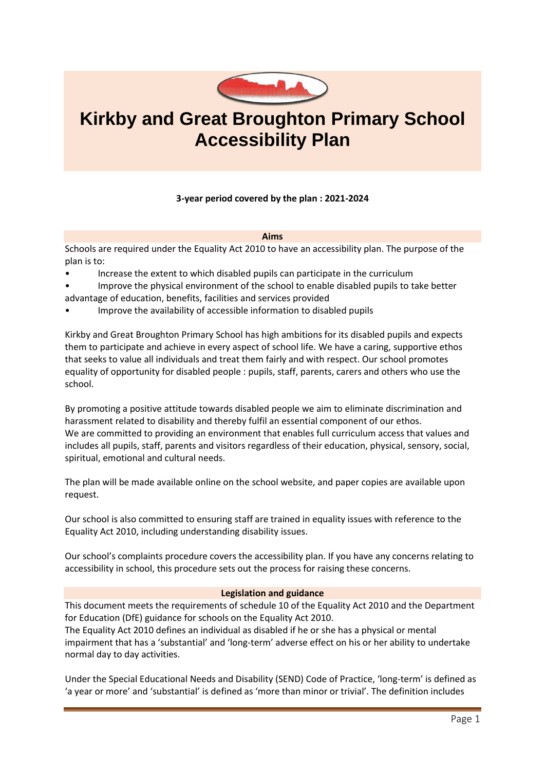# Kirkby and Great Broughton Primary School Accessibility Plan

**3-year period covered by the plan : 2021-2024**

## Aims

Schools are required under the Equality Act 2010 to have an accessibility plan. The purpose of the plan is to:

- Increase the extent to which disabled pupils can participate in the curriculum
- Improve the physical environment of the school to enable disabled pupils to take better advantage of education, benefits, facilities and services provided
- Improve the availability of accessible information to disabled pupils

Kirkby and Great Broughton Primary School has high ambitions for its disabled pupils and expects them to participate and achieve in every aspect of school life. We have a caring, supportive ethos that seeks to value all individuals and treat them fairly and with respect. Our school promotes equality of opportunity for disabled people : pupils, staff, parents, carers and others who use the school.

By promoting a positive attitude towards disabled people we aim to eliminate discrimination and harassment related to disability and thereby fulfil an essential component of our ethos.
We are committed to providing an environment that enables full curriculum access that values and includes all pupils, staff, parents and visitors regardless of their education, physical, sensory, social, spiritual, emotional and cultural needs.

The plan will be made available online on the school website, and paper copies are available upon request.

Our school is also committed to ensuring staff are trained in equality issues with reference to the Equality Act 2010, including understanding disability issues.

Our school's complaints procedure covers the accessibility plan. If you have any concerns relating to accessibility in school, this procedure sets out the process for raising these concerns.

## Legislation and guidance

This document meets the requirements of schedule 10 of the Equality Act 2010 and the Department for Education (DfE) guidance for schools on the Equality Act 2010.
The Equality Act 2010 defines an individual as disabled if he or she has a physical or mental impairment that has a 'substantial' and 'long-term' adverse effect on his or her ability to undertake normal day to day activities.

Under the Special Educational Needs and Disability (SEND) Code of Practice, 'long-term' is defined as 'a year or more' and 'substantial' is defined as 'more than minor or trivial'. The definition includes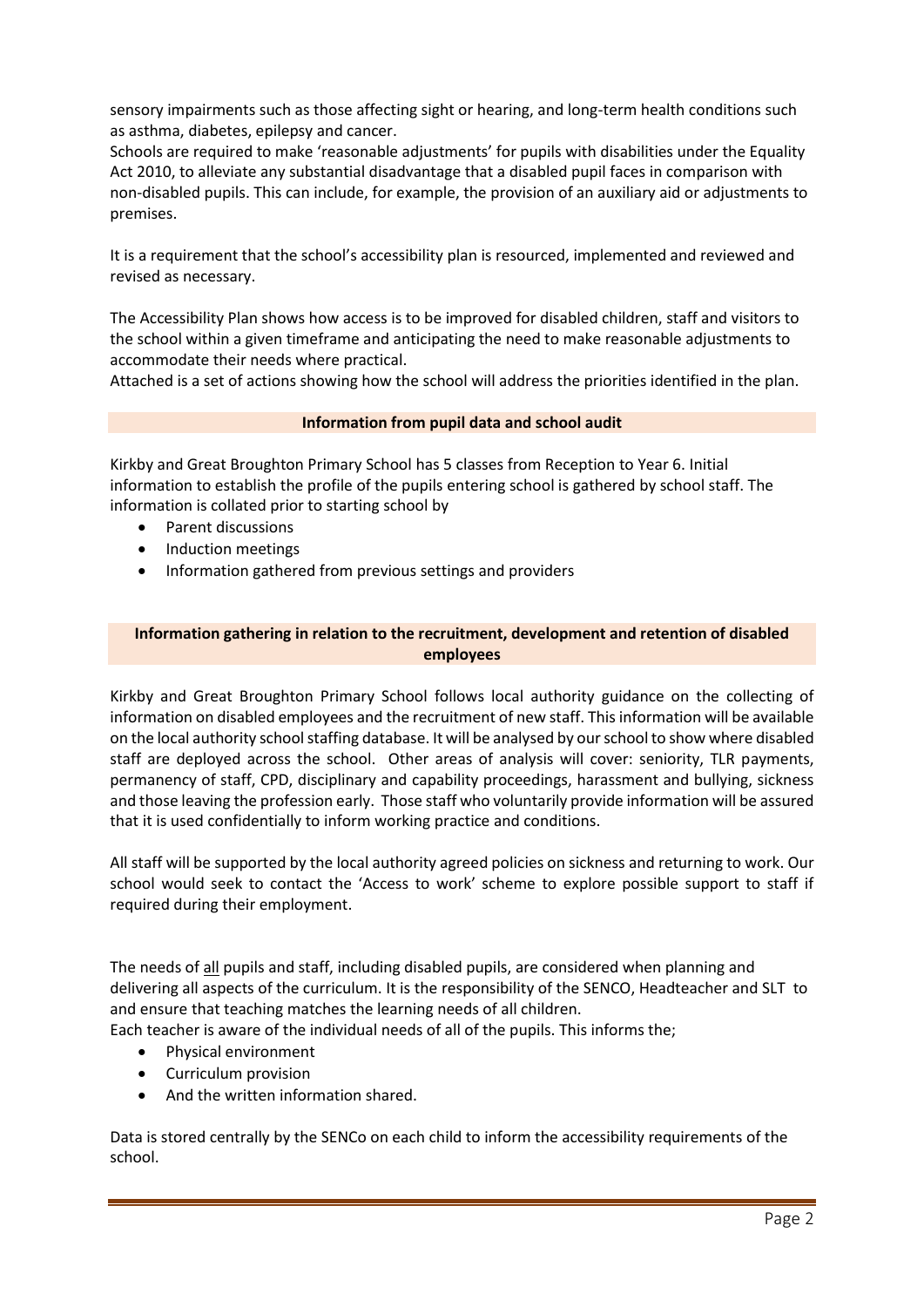sensory impairments such as those affecting sight or hearing, and long-term health conditions such as asthma, diabetes, epilepsy and cancer.

Schools are required to make 'reasonable adjustments' for pupils with disabilities under the Equality Act 2010, to alleviate any substantial disadvantage that a disabled pupil faces in comparison with non-disabled pupils. This can include, for example, the provision of an auxiliary aid or adjustments to premises.

It is a requirement that the school's accessibility plan is resourced, implemented and reviewed and revised as necessary.

The Accessibility Plan shows how access is to be improved for disabled children, staff and visitors to the school within a given timeframe and anticipating the need to make reasonable adjustments to accommodate their needs where practical.

Attached is a set of actions showing how the school will address the priorities identified in the plan.

## Information from pupil data and school audit

Kirkby and Great Broughton Primary School has 5 classes from Reception to Year 6. Initial information to establish the profile of the pupils entering school is gathered by school staff. The information is collated prior to starting school by

- Parent discussions
- Induction meetings
- Information gathered from previous settings and providers

## Information gathering in relation to the recruitment, development and retention of disabled employees

Kirkby and Great Broughton Primary School follows local authority guidance on the collecting of information on disabled employees and the recruitment of new staff. This information will be available on the local authority school staffing database. It will be analysed by our school to show where disabled staff are deployed across the school. Other areas of analysis will cover: seniority, TLR payments, permanency of staff, CPD, disciplinary and capability proceedings, harassment and bullying, sickness and those leaving the profession early. Those staff who voluntarily provide information will be assured that it is used confidentially to inform working practice and conditions.

All staff will be supported by the local authority agreed policies on sickness and returning to work. Our school would seek to contact the 'Access to work' scheme to explore possible support to staff if required during their employment.

The needs of all pupils and staff, including disabled pupils, are considered when planning and delivering all aspects of the curriculum. It is the responsibility of the SENCO, Headteacher and SLT to and ensure that teaching matches the learning needs of all children.

Each teacher is aware of the individual needs of all of the pupils. This informs the;

- Physical environment
- Curriculum provision
- And the written information shared.

Data is stored centrally by the SENCo on each child to inform the accessibility requirements of the school.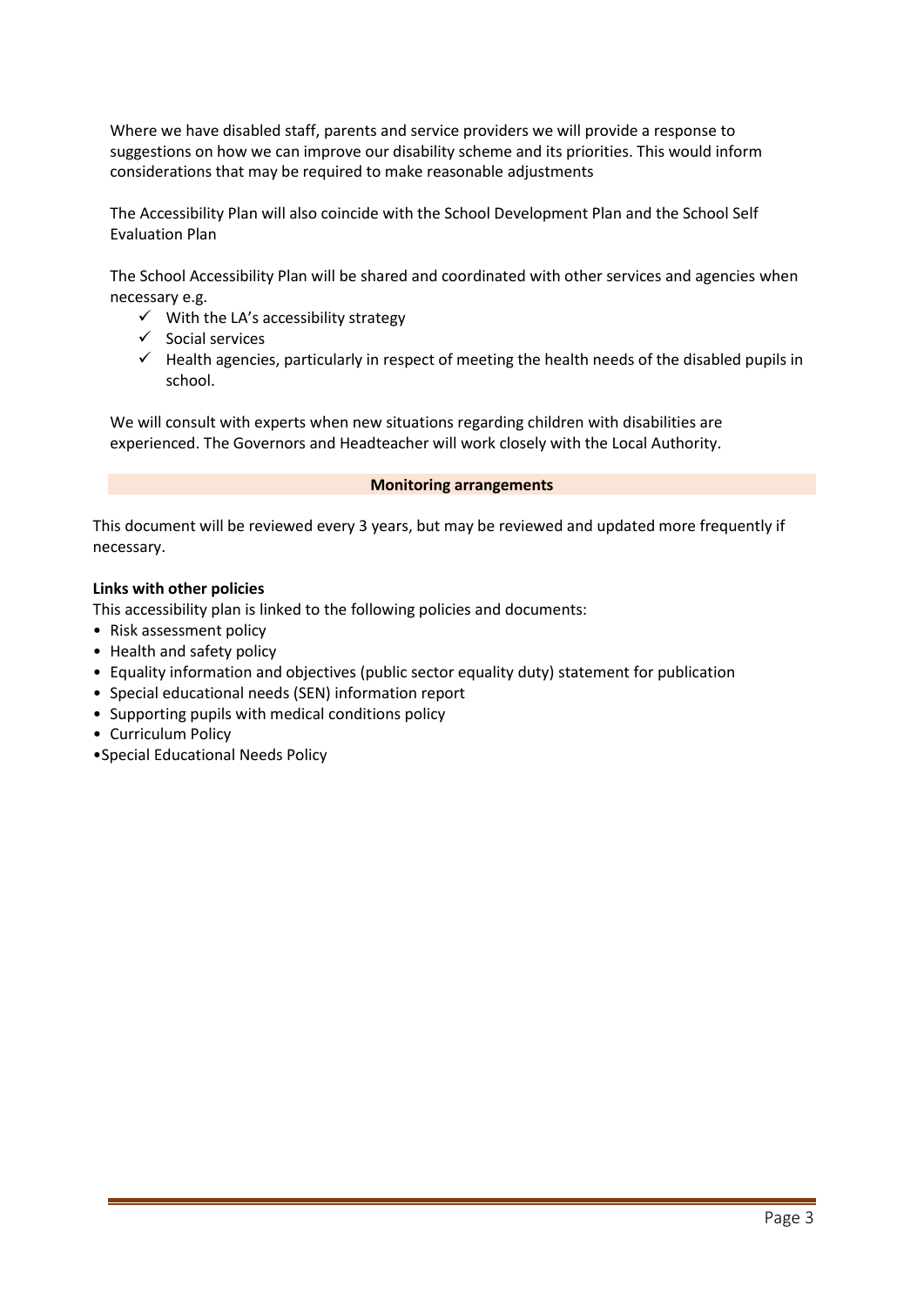Where we have disabled staff, parents and service providers we will provide a response to suggestions on how we can improve our disability scheme and its priorities. This would inform considerations that may be required to make reasonable adjustments

The Accessibility Plan will also coincide with the School Development Plan and the School Self Evaluation Plan

The School Accessibility Plan will be shared and coordinated with other services and agencies when necessary e.g.

- ✓ With the LA's accessibility strategy
- ✓ Social services
- ✓ Health agencies, particularly in respect of meeting the health needs of the disabled pupils in school.

We will consult with experts when new situations regarding children with disabilities are experienced. The Governors and Headteacher will work closely with the Local Authority.

## Monitoring arrangements

This document will be reviewed every 3 years, but may be reviewed and updated more frequently if necessary.

**Links with other policies**

This accessibility plan is linked to the following policies and documents:

- Risk assessment policy
- Health and safety policy
- Equality information and objectives (public sector equality duty) statement for publication
- Special educational needs (SEN) information report
- Supporting pupils with medical conditions policy
- Curriculum Policy
- Special Educational Needs Policy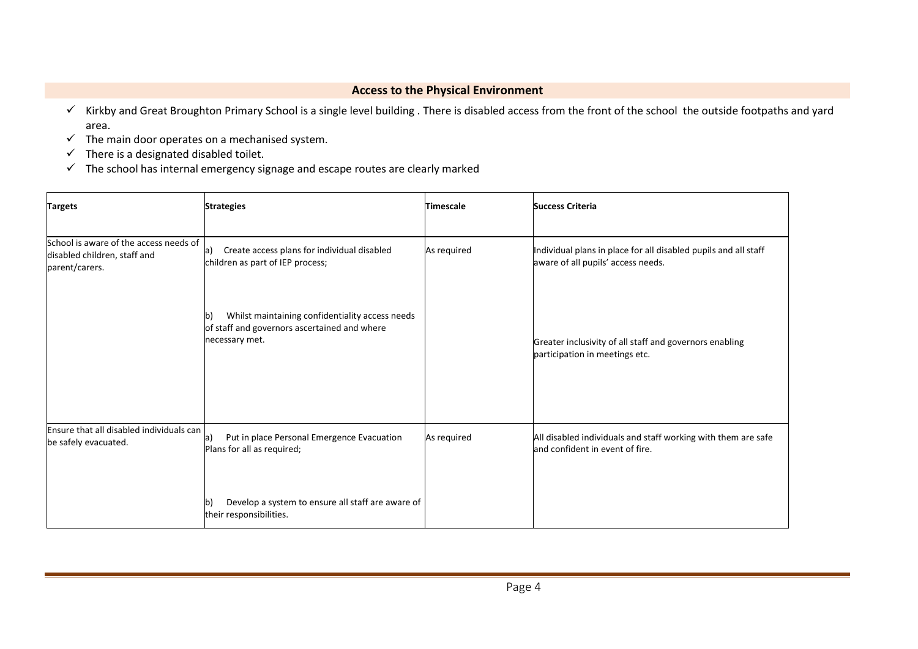## Access to the Physical Environment

- ✓ Kirkby and Great Broughton Primary School is a single level building . There is disabled access from the front of the school the outside footpaths and yard area.
- ✓ The main door operates on a mechanised system.
- ✓ There is a designated disabled toilet.
- ✓ The school has internal emergency signage and escape routes are clearly marked

| **Targets** | **Strategies** | **Timescale** | **Success Criteria** |
|---|---|---|---|
| School is aware of the access needs of disabled children, staff and parent/carers. | a) Create access plans for individual disabled children as part of IEP process;<br><br>b) Whilst maintaining confidentiality access needs of staff and governors ascertained and where necessary met. | As required | Individual plans in place for all disabled pupils and all staff aware of all pupils' access needs.<br><br>Greater inclusivity of all staff and governors enabling participation in meetings etc. |
| Ensure that all disabled individuals can be safely evacuated. | a) Put in place Personal Emergence Evacuation Plans for all as required;<br><br>b) Develop a system to ensure all staff are aware of their responsibilities. | As required | All disabled individuals and staff working with them are safe and confident in event of fire. |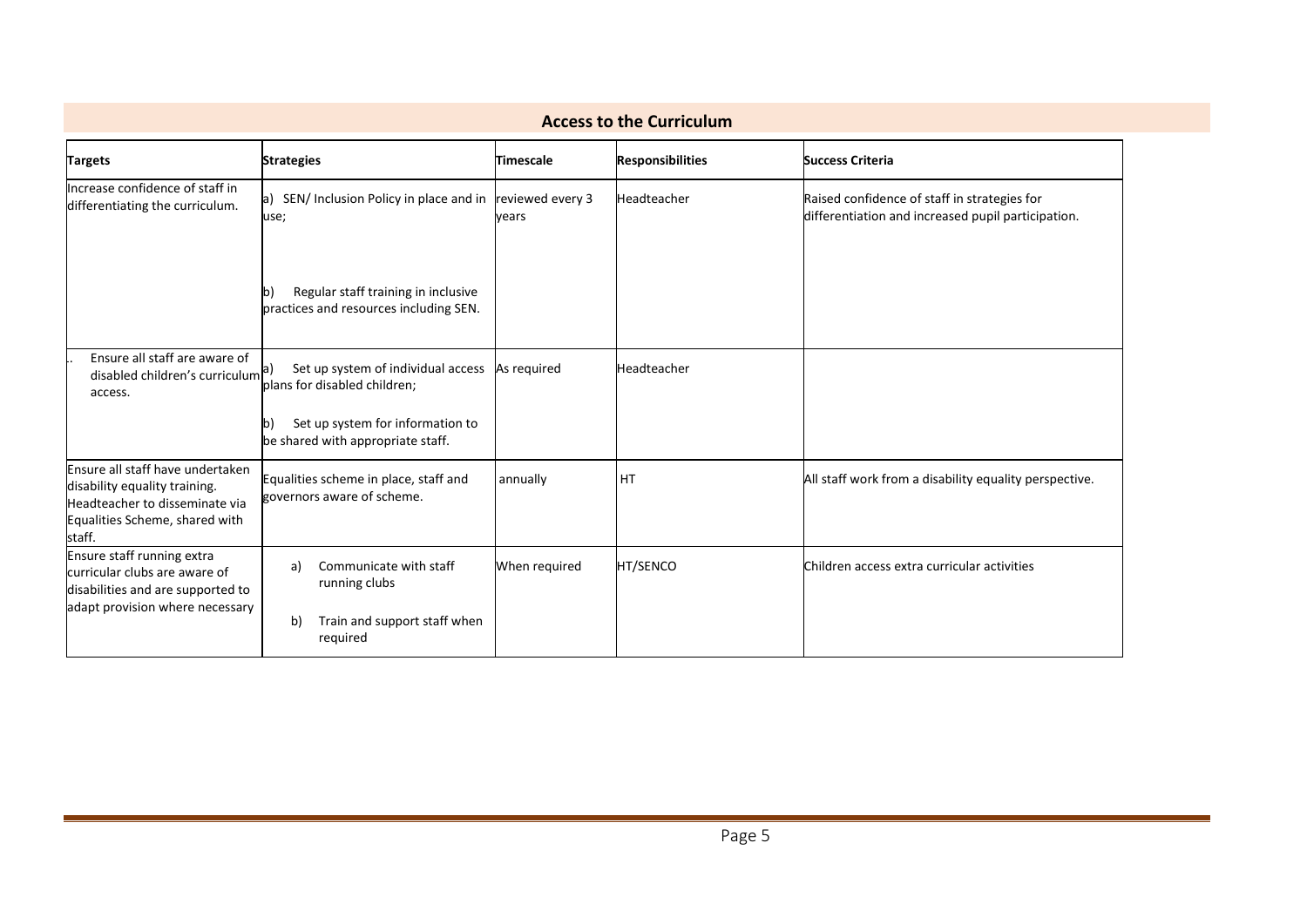## Access to the Curriculum

| Targets | Strategies | Timescale | Responsibilities | Success Criteria |
|---|---|---|---|---|
| Increase confidence of staff in differentiating the curriculum. | a) SEN/ Inclusion Policy in place and in use;<br><br>b) Regular staff training in inclusive practices and resources including SEN. | reviewed every 3 years | Headteacher | Raised confidence of staff in strategies for differentiation and increased pupil participation. |
| .. Ensure all staff are aware of disabled children's curriculum access. | a) Set up system of individual access plans for disabled children;<br><br>b) Set up system for information to be shared with appropriate staff. | As required | Headteacher | |
| Ensure all staff have undertaken disability equality training. Headteacher to disseminate via Equalities Scheme, shared with staff. | Equalities scheme in place, staff and governors aware of scheme. | annually | HT | All staff work from a disability equality perspective. |
| Ensure staff running extra curricular clubs are aware of disabilities and are supported to adapt provision where necessary | a) Communicate with staff running clubs<br><br>b) Train and support staff when required | When required | HT/SENCO | Children access extra curricular activities |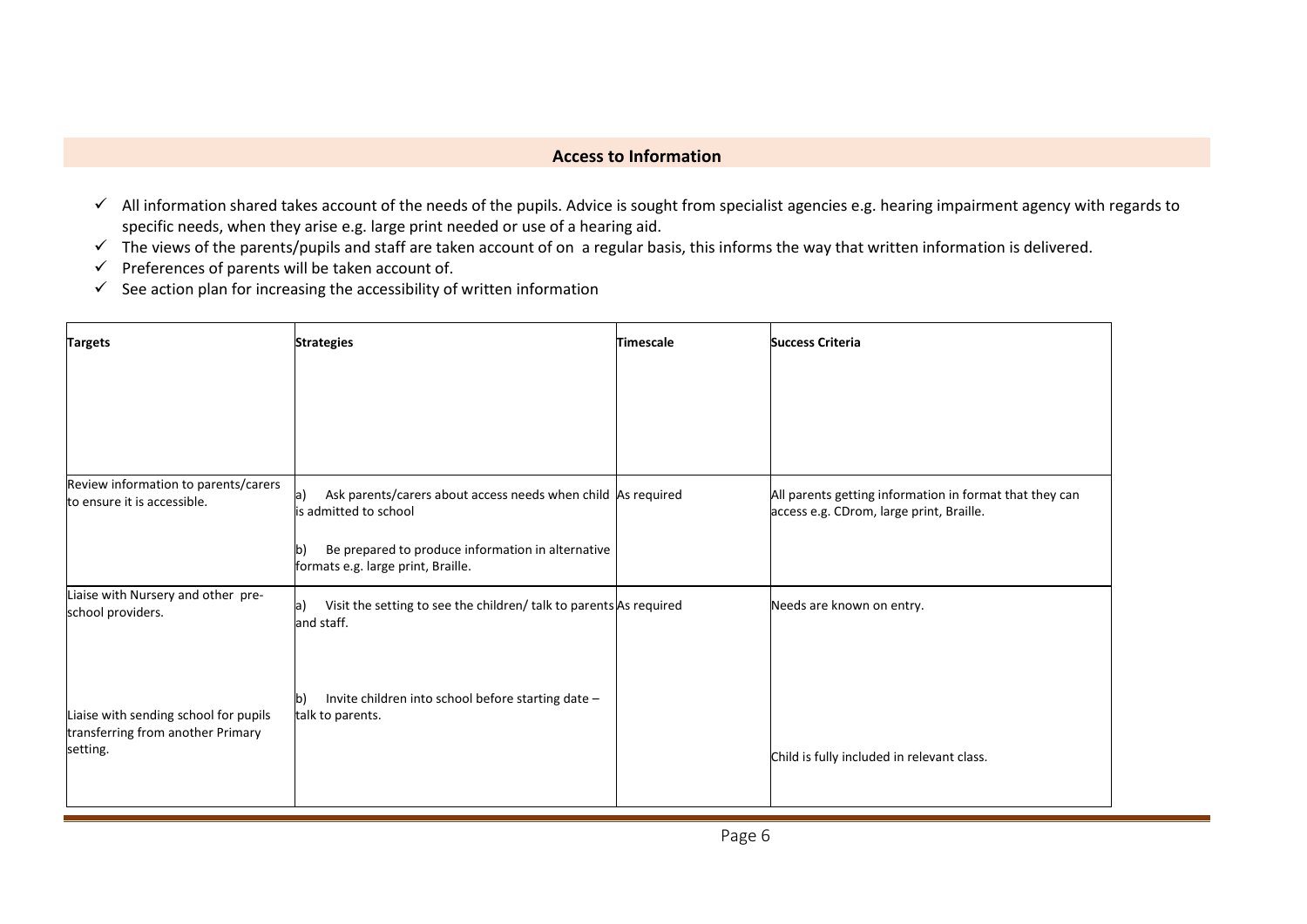## Access to Information

- ✓ All information shared takes account of the needs of the pupils. Advice is sought from specialist agencies e.g. hearing impairment agency with regards to specific needs, when they arise e.g. large print needed or use of a hearing aid.
- ✓ The views of the parents/pupils and staff are taken account of on a regular basis, this informs the way that written information is delivered.
- ✓ Preferences of parents will be taken account of.
- ✓ See action plan for increasing the accessibility of written information

| Targets | Strategies | Timescale | Success Criteria |
|---|---|---|---|
| Review information to parents/carers to ensure it is accessible. | a) Ask parents/carers about access needs when child is admitted to school<br><br>b) Be prepared to produce information in alternative formats e.g. large print, Braille. | As required | All parents getting information in format that they can access e.g. CDrom, large print, Braille. |
| Liaise with Nursery and other pre-school providers.<br><br>Liaise with sending school for pupils transferring from another Primary setting. | a) Visit the setting to see the children/ talk to parents and staff.<br><br>b) Invite children into school before starting date – talk to parents. | As required | Needs are known on entry.<br><br>Child is fully included in relevant class. |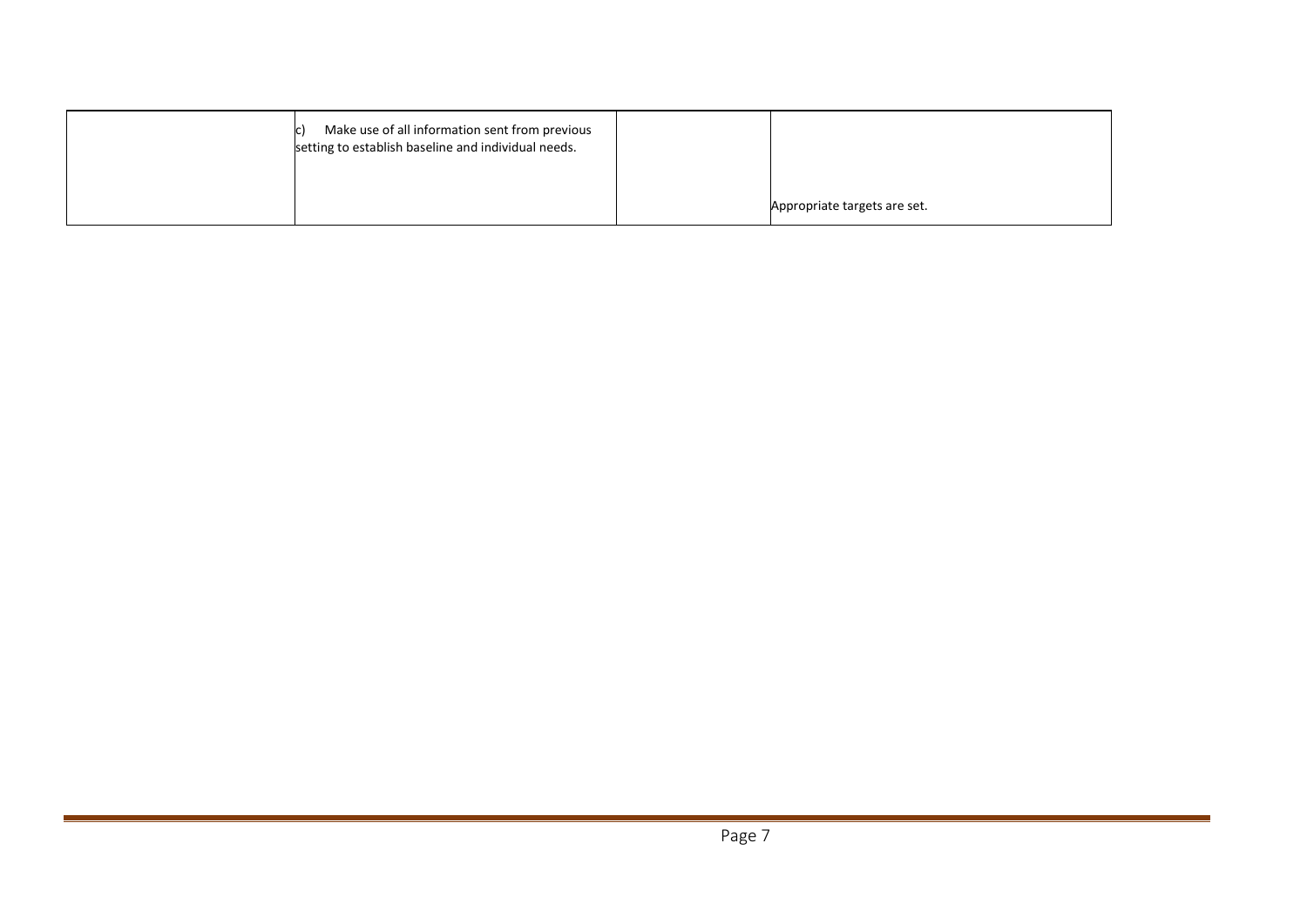| | | | |
|---|---|---|---|
| | c) Make use of all information sent from previous setting to establish baseline and individual needs. | | Appropriate targets are set. |